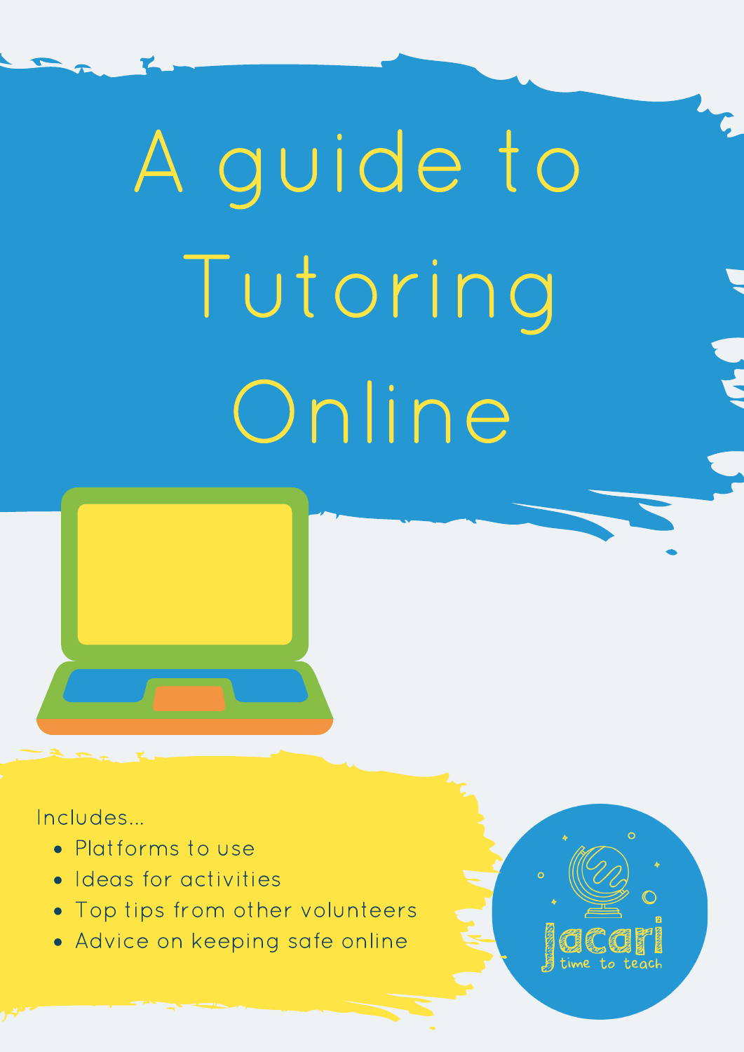# A guide to Tutoring Online

Includes...

- Platforms to use
- Ideas for activities
- Top tips from other volunteers
- Advice on keeping safe online

Jacari
time to teach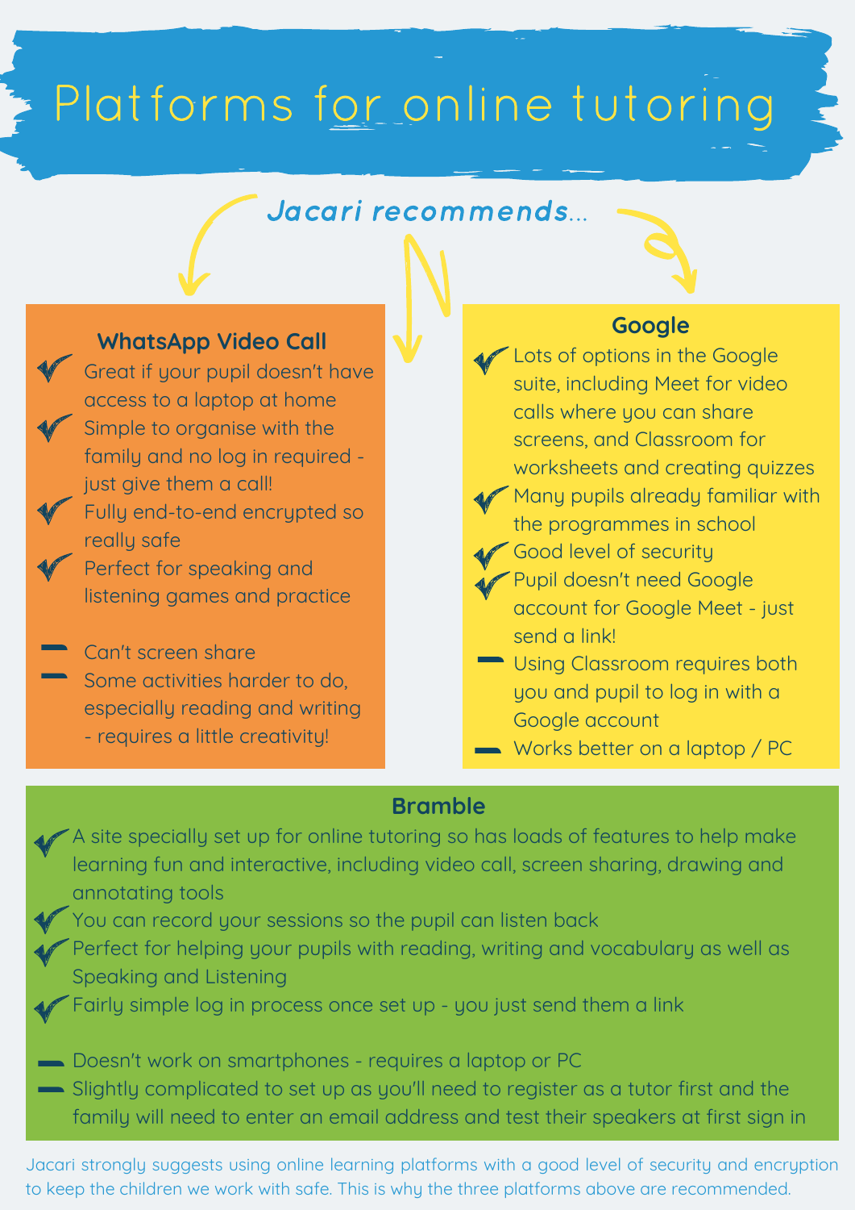# Platforms for online tutoring

***Jacari recommends...***

### WhatsApp Video Call

- ✔ Great if your pupil doesn't have access to a laptop at home
- ✔ Simple to organise with the family and no log in required - just give them a call!
- ✔ Fully end-to-end encrypted so really safe
- ✔ Perfect for speaking and listening games and practice

- – Can't screen share
- – Some activities harder to do, especially reading and writing - requires a little creativity!

### Google

- ✔ Lots of options in the Google suite, including Meet for video calls where you can share screens, and Classroom for worksheets and creating quizzes
- ✔ Many pupils already familiar with the programmes in school
- ✔ Good level of security
- ✔ Pupil doesn't need Google account for Google Meet - just send a link!
- – Using Classroom requires both you and pupil to log in with a Google account
- – Works better on a laptop / PC

### Bramble

- ✔ A site specially set up for online tutoring so has loads of features to help make learning fun and interactive, including video call, screen sharing, drawing and annotating tools
- ✔ You can record your sessions so the pupil can listen back
- ✔ Perfect for helping your pupils with reading, writing and vocabulary as well as Speaking and Listening
- ✔ Fairly simple log in process once set up - you just send them a link

- – Doesn't work on smartphones - requires a laptop or PC
- – Slightly complicated to set up as you'll need to register as a tutor first and the family will need to enter an email address and test their speakers at first sign in

Jacari strongly suggests using online learning platforms with a good level of security and encryption to keep the children we work with safe. This is why the three platforms above are recommended.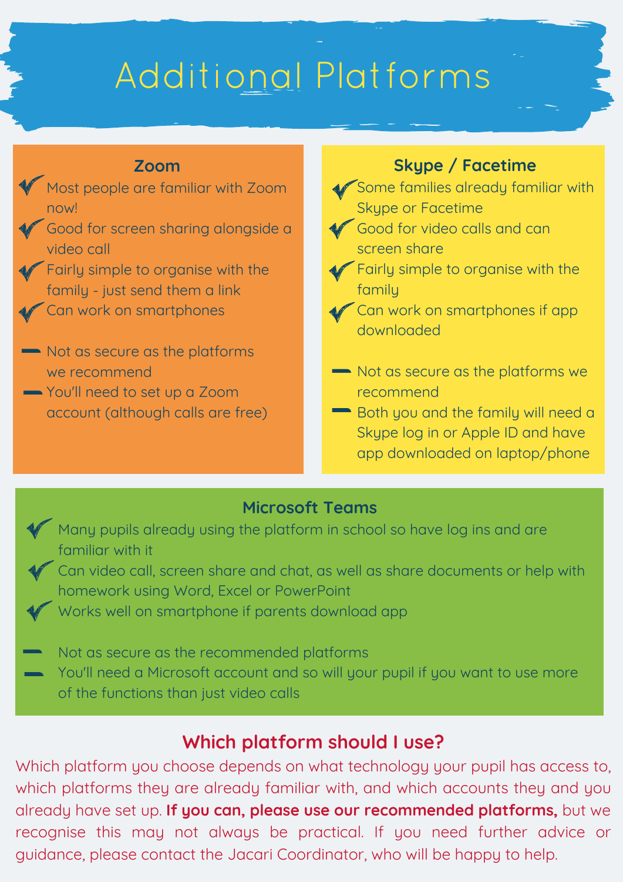# Additional Platforms

## Zoom

- ✓ Most people are familiar with Zoom now!
- ✓ Good for screen sharing alongside a video call
- ✓ Fairly simple to organise with the family - just send them a link
- ✓ Can work on smartphones

- – Not as secure as the platforms we recommend
- – You'll need to set up a Zoom account (although calls are free)

## Skype / Facetime

- ✓ Some families already familiar with Skype or Facetime
- ✓ Good for video calls and can screen share
- ✓ Fairly simple to organise with the family
- ✓ Can work on smartphones if app downloaded

- – Not as secure as the platforms we recommend
- – Both you and the family will need a Skype log in or Apple ID and have app downloaded on laptop/phone

## Microsoft Teams

- ✓ Many pupils already using the platform in school so have log ins and are familiar with it
- ✓ Can video call, screen share and chat, as well as share documents or help with homework using Word, Excel or PowerPoint
- ✓ Works well on smartphone if parents download app

- – Not as secure as the recommended platforms
- – You'll need a Microsoft account and so will your pupil if you want to use more of the functions than just video calls

## Which platform should I use?

Which platform you choose depends on what technology your pupil has access to, which platforms they are already familiar with, and which accounts they and you already have set up. **If you can, please use our recommended platforms,** but we recognise this may not always be practical. If you need further advice or guidance, please contact the Jacari Coordinator, who will be happy to help.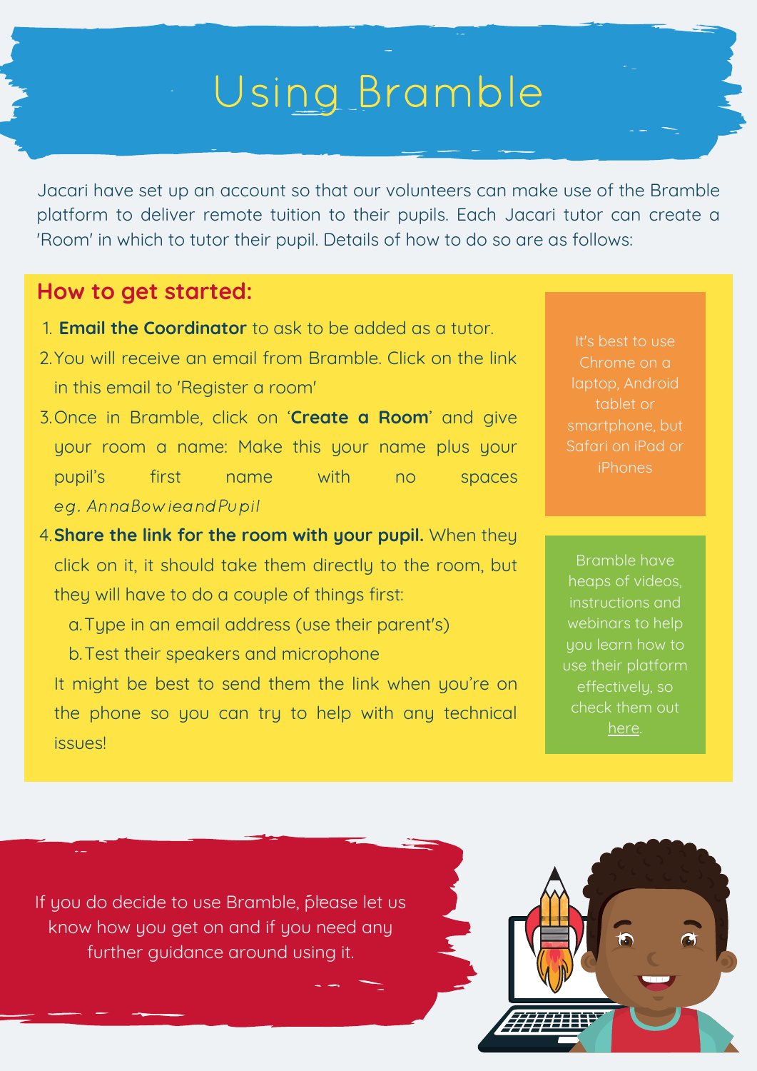# Using Bramble

Jacari have set up an account so that our volunteers can make use of the Bramble platform to deliver remote tuition to their pupils. Each Jacari tutor can create a 'Room' in which to tutor their pupil. Details of how to do so are as follows:

## How to get started:

1. **Email the Coordinator** to ask to be added as a tutor.
2. You will receive an email from Bramble. Click on the link in this email to 'Register a room'
3. Once in Bramble, click on '**Create a Room**' and give your room a name: Make this your name plus your pupil's first name with no spaces *eg. AnnaBowieandPupil*
4. **Share the link for the room with your pupil.** When they click on it, it should take them directly to the room, but they will have to do a couple of things first:
   a. Type in an email address (use their parent's)
   b. Test their speakers and microphone

   It might be best to send them the link when you're on the phone so you can try to help with any technical issues!

It's best to use Chrome on a laptop, Android tablet or smartphone, but Safari on iPad or iPhones

Bramble have heaps of videos, instructions and webinars to help you learn how to use their platform effectively, so check them out here.

If you do decide to use Bramble, please let us know how you get on and if you need any further guidance around using it.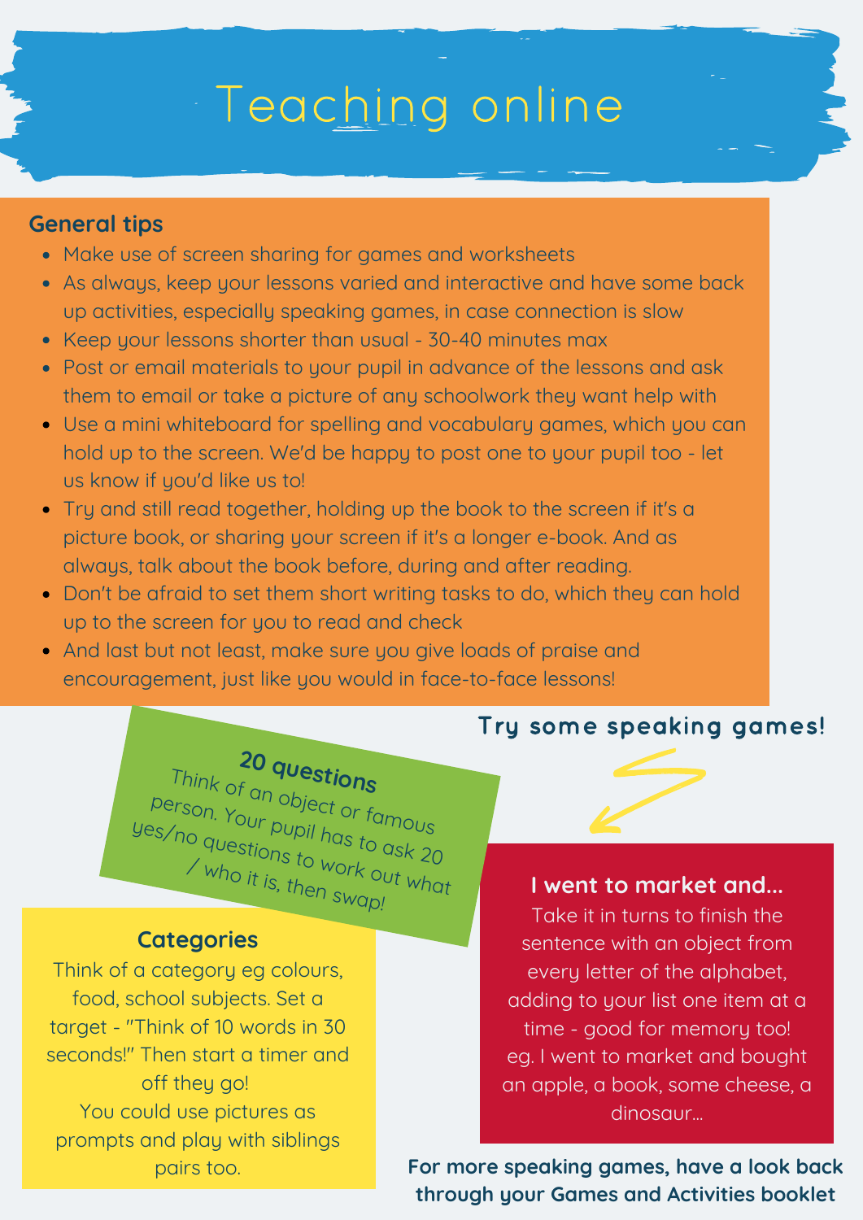# Teaching online

## General tips

- Make use of screen sharing for games and worksheets
- As always, keep your lessons varied and interactive and have some back up activities, especially speaking games, in case connection is slow
- Keep your lessons shorter than usual - 30-40 minutes max
- Post or email materials to your pupil in advance of the lessons and ask them to email or take a picture of any schoolwork they want help with
- Use a mini whiteboard for spelling and vocabulary games, which you can hold up to the screen. We'd be happy to post one to your pupil too - let us know if you'd like us to!
- Try and still read together, holding up the book to the screen if it's a picture book, or sharing your screen if it's a longer e-book. And as always, talk about the book before, during and after reading.
- Don't be afraid to set them short writing tasks to do, which they can hold up to the screen for you to read and check
- And last but not least, make sure you give loads of praise and encouragement, just like you would in face-to-face lessons!

## Try some speaking games!

### 20 questions

Think of an object or famous person. Your pupil has to ask 20 yes/no questions to work out what / who it is, then swap!

### Categories

Think of a category eg colours, food, school subjects. Set a target - "Think of 10 words in 30 seconds!" Then start a timer and off they go!

You could use pictures as prompts and play with siblings pairs too.

### I went to market and...

Take it in turns to finish the sentence with an object from every letter of the alphabet, adding to your list one item at a time - good for memory too!

eg. I went to market and bought an apple, a book, some cheese, a dinosaur...

**For more speaking games, have a look back through your Games and Activities booklet**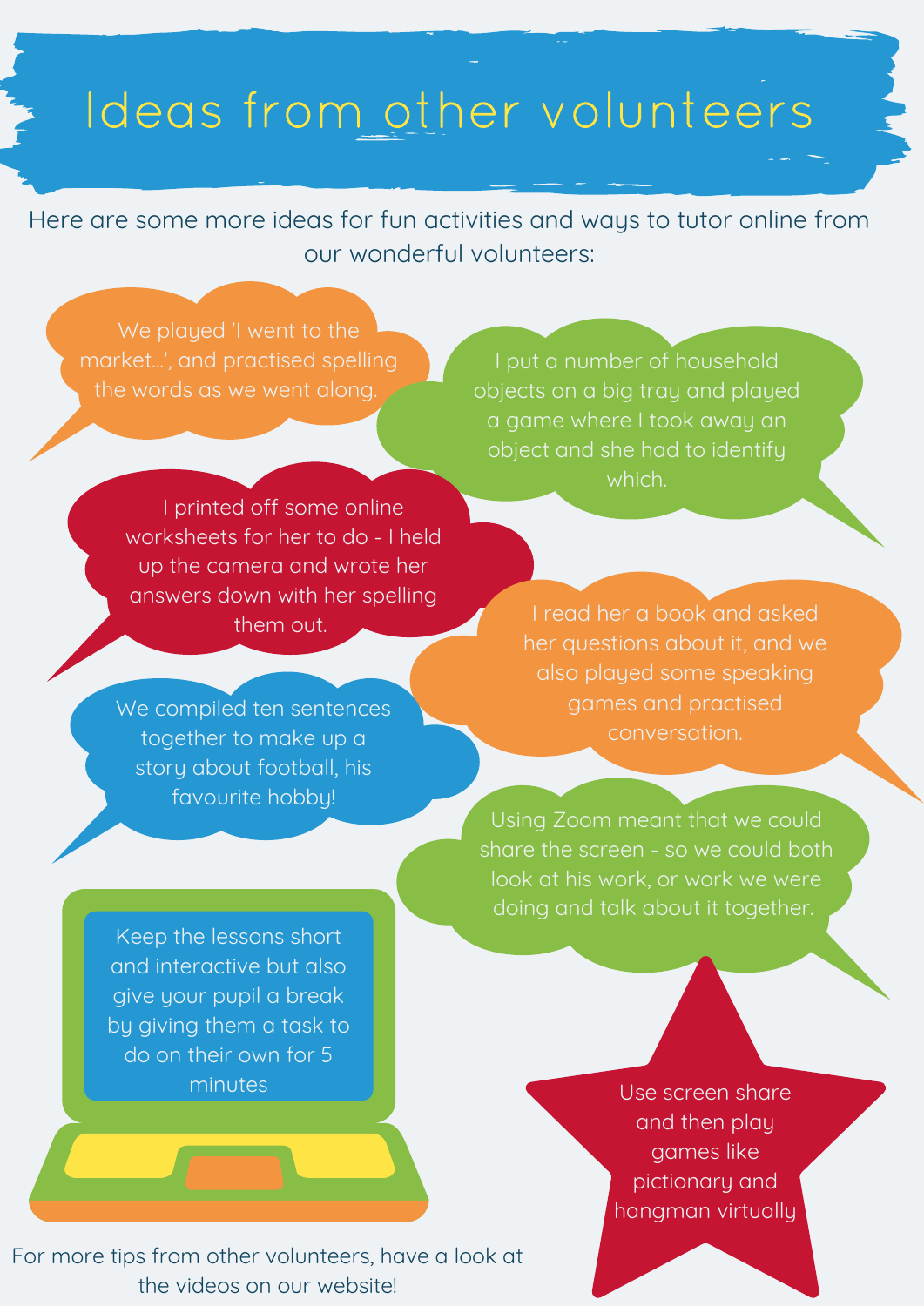# Ideas from other volunteers

Here are some more ideas for fun activities and ways to tutor online from our wonderful volunteers:

We played 'I went to the market...', and practised spelling the words as we went along.

I put a number of household objects on a big tray and played a game where I took away an object and she had to identify which.

I printed off some online worksheets for her to do - I held up the camera and wrote her answers down with her spelling them out.

I read her a book and asked her questions about it, and we also played some speaking games and practised conversation.

We compiled ten sentences together to make up a story about football, his favourite hobby!

Using Zoom meant that we could share the screen - so we could both look at his work, or work we were doing and talk about it together.

Keep the lessons short and interactive but also give your pupil a break by giving them a task to do on their own for 5 minutes

Use screen share and then play games like pictionary and hangman virtually

For more tips from other volunteers, have a look at the videos on our website!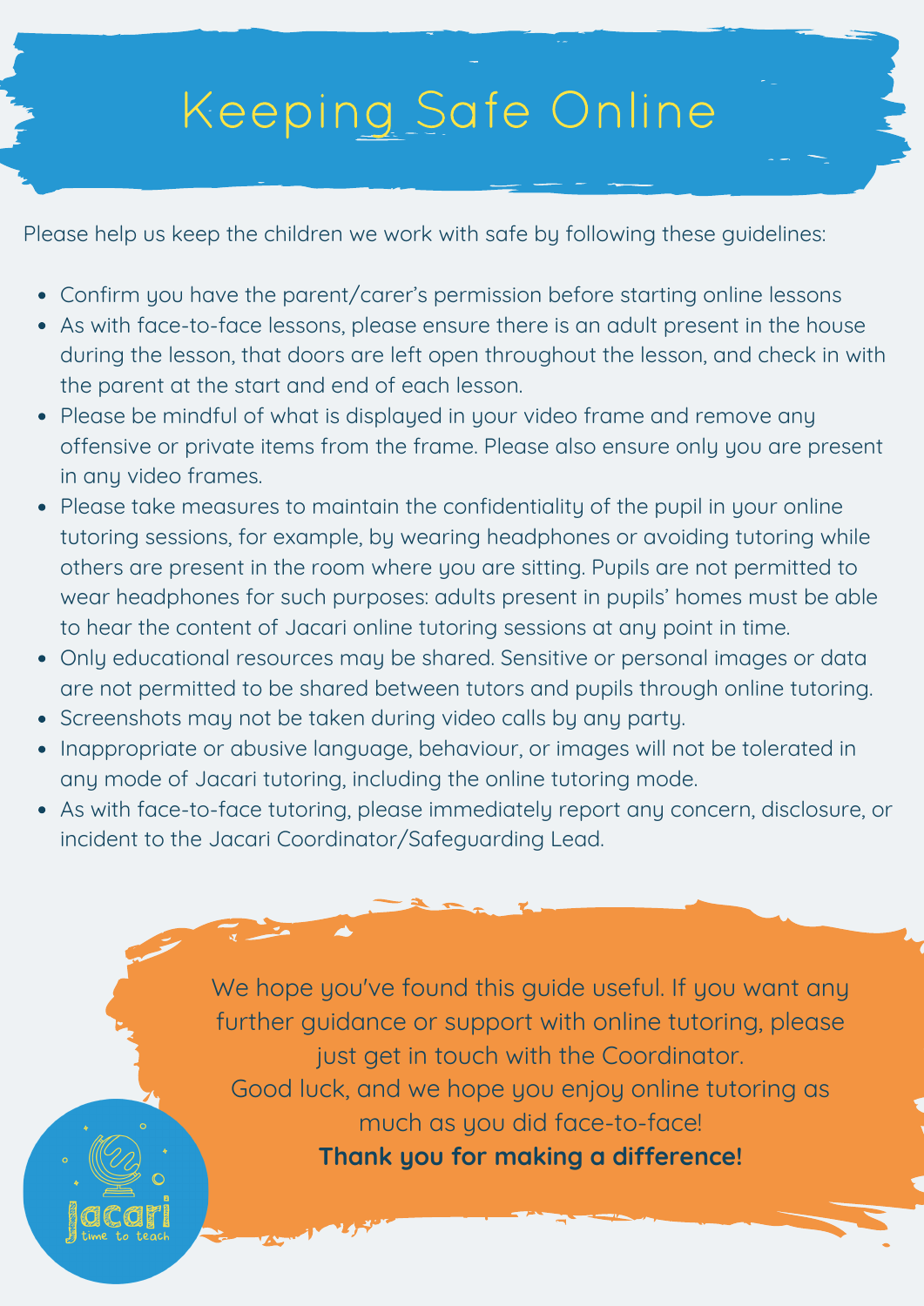# Keeping Safe Online

Please help us keep the children we work with safe by following these guidelines:

- Confirm you have the parent/carer's permission before starting online lessons
- As with face-to-face lessons, please ensure there is an adult present in the house during the lesson, that doors are left open throughout the lesson, and check in with the parent at the start and end of each lesson.
- Please be mindful of what is displayed in your video frame and remove any offensive or private items from the frame. Please also ensure only you are present in any video frames.
- Please take measures to maintain the confidentiality of the pupil in your online tutoring sessions, for example, by wearing headphones or avoiding tutoring while others are present in the room where you are sitting. Pupils are not permitted to wear headphones for such purposes: adults present in pupils' homes must be able to hear the content of Jacari online tutoring sessions at any point in time.
- Only educational resources may be shared. Sensitive or personal images or data are not permitted to be shared between tutors and pupils through online tutoring.
- Screenshots may not be taken during video calls by any party.
- Inappropriate or abusive language, behaviour, or images will not be tolerated in any mode of Jacari tutoring, including the online tutoring mode.
- As with face-to-face tutoring, please immediately report any concern, disclosure, or incident to the Jacari Coordinator/Safeguarding Lead.

We hope you've found this guide useful. If you want any further guidance or support with online tutoring, please just get in touch with the Coordinator.
Good luck, and we hope you enjoy online tutoring as much as you did face-to-face!
**Thank you for making a difference!**

Jacari
time to teach